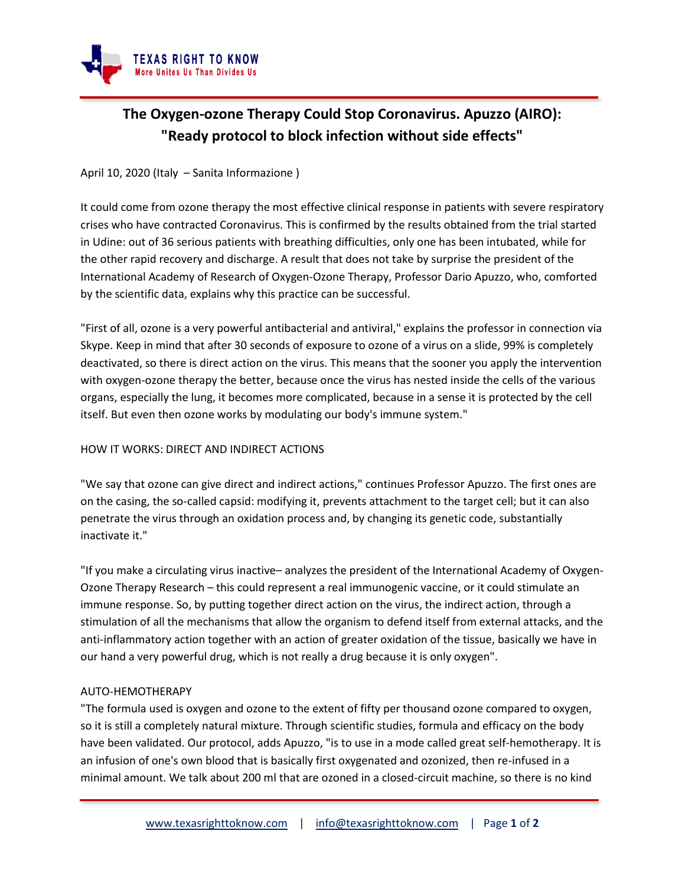# The Oxygen-ozone Therapy Could Stop Coronavirus. Apuzzo (AIRO): "Ready protocol to block infection without side effects"

April 10, 2020 (Italy – Sanita Informazione )

It could come from ozone therapy the most effective clinical response in patients with severe respiratory crises who have contracted Coronavirus. This is confirmed by the results obtained from the trial started in Udine: out of 36 serious patients with breathing difficulties, only one has been intubated, while for the other rapid recovery and discharge. A result that does not take by surprise the president of the International Academy of Research of Oxygen-Ozone Therapy, Professor Dario Apuzzo, who, comforted by the scientific data, explains why this practice can be successful.

"First of all, ozone is a very powerful antibacterial and antiviral," explains the professor in connection via Skype. Keep in mind that after 30 seconds of exposure to ozone of a virus on a slide, 99% is completely deactivated, so there is direct action on the virus. This means that the sooner you apply the intervention with oxygen-ozone therapy the better, because once the virus has nested inside the cells of the various organs, especially the lung, it becomes more complicated, because in a sense it is protected by the cell itself. But even then ozone works by modulating our body's immune system."

HOW IT WORKS: DIRECT AND INDIRECT ACTIONS

"We say that ozone can give direct and indirect actions," continues Professor Apuzzo. The first ones are on the casing, the so-called capsid: modifying it, prevents attachment to the target cell; but it can also penetrate the virus through an oxidation process and, by changing its genetic code, substantially inactivate it."

"If you make a circulating virus inactive– analyzes the president of the International Academy of Oxygen-Ozone Therapy Research – this could represent a real immunogenic vaccine, or it could stimulate an immune response. So, by putting together direct action on the virus, the indirect action, through a stimulation of all the mechanisms that allow the organism to defend itself from external attacks, and the anti-inflammatory action together with an action of greater oxidation of the tissue, basically we have in our hand a very powerful drug, which is not really a drug because it is only oxygen".

AUTO-HEMOTHERAPY

"The formula used is oxygen and ozone to the extent of fifty per thousand ozone compared to oxygen, so it is still a completely natural mixture. Through scientific studies, formula and efficacy on the body have been validated. Our protocol, adds Apuzzo, "is to use in a mode called great self-hemotherapy. It is an infusion of one's own blood that is basically first oxygenated and ozonized, then re-infused in a minimal amount. We talk about 200 ml that are ozoned in a closed-circuit machine, so there is no kind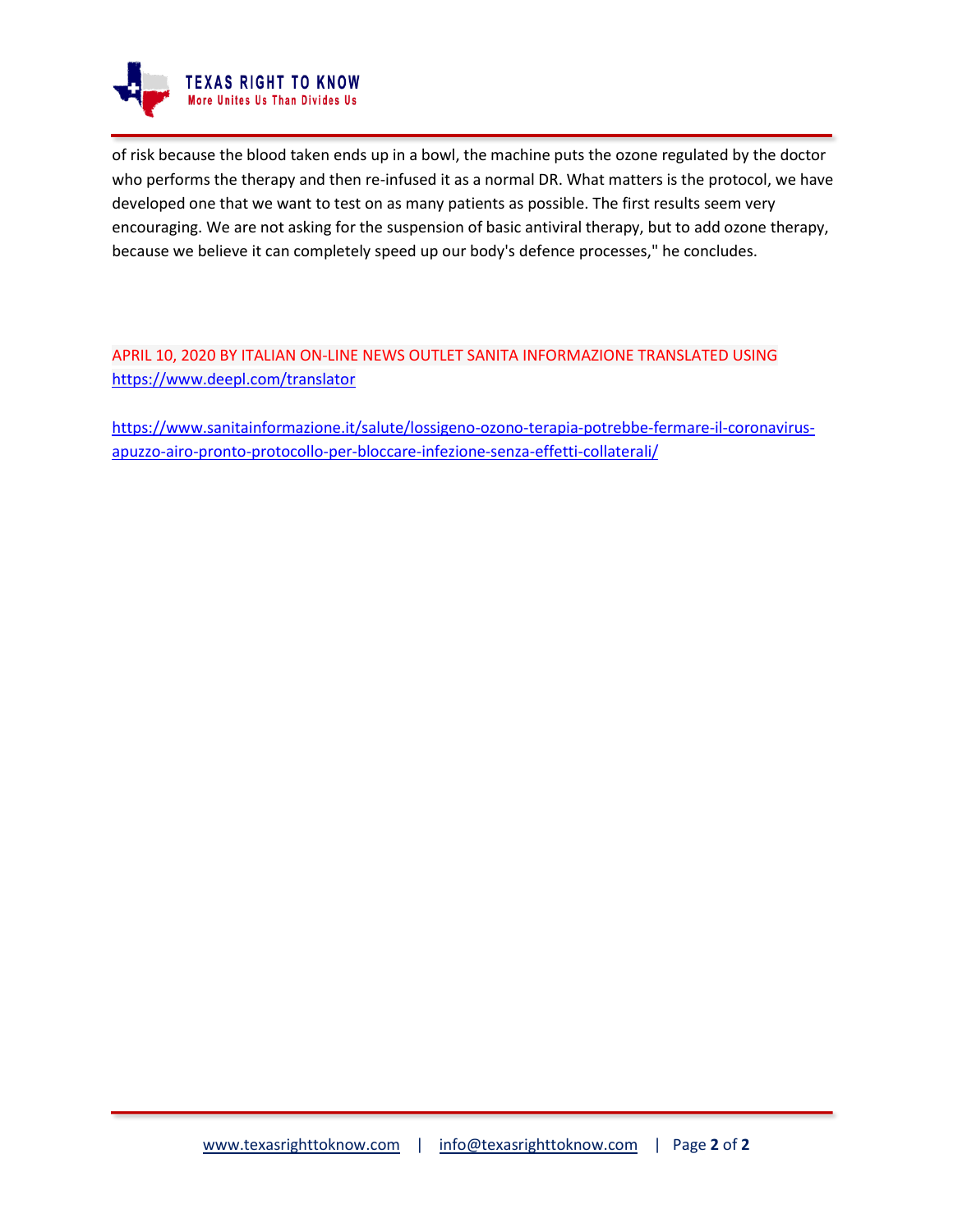of risk because the blood taken ends up in a bowl, the machine puts the ozone regulated by the doctor who performs the therapy and then re-infused it as a normal DR. What matters is the protocol, we have developed one that we want to test on as many patients as possible. The first results seem very encouraging. We are not asking for the suspension of basic antiviral therapy, but to add ozone therapy, because we believe it can completely speed up our body's defence processes," he concludes.

APRIL 10, 2020 BY ITALIAN ON-LINE NEWS OUTLET SANITA INFORMAZIONE TRANSLATED USING https://www.deepl.com/translator

https://www.sanitainformazione.it/salute/lossigeno-ozono-terapia-potrebbe-fermare-il-coronavirus-apuzzo-airo-pronto-protocollo-per-bloccare-infezione-senza-effetti-collaterali/